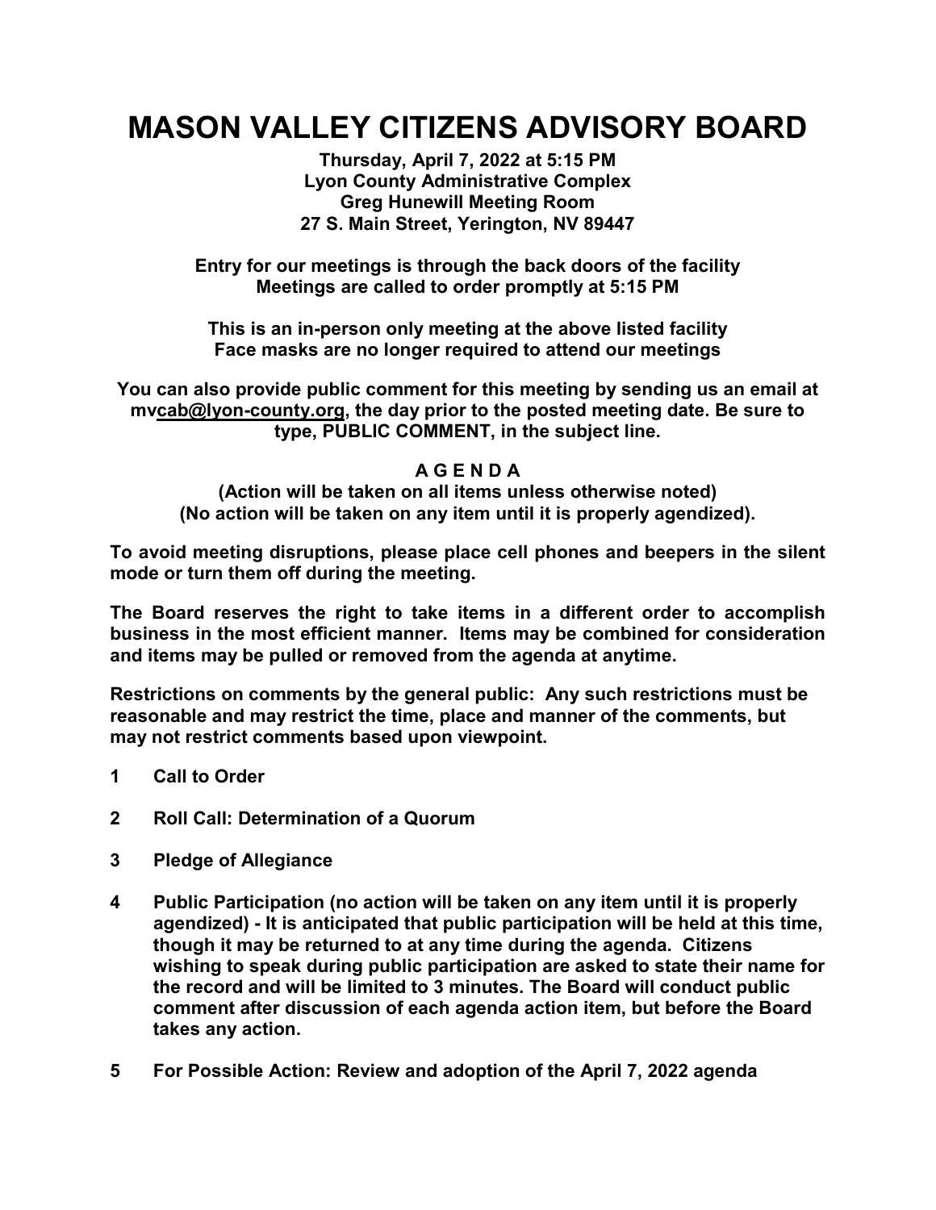# MASON VALLEY CITIZENS ADVISORY BOARD

**Thursday, April 7, 2022 at 5:15 PM**
**Lyon County Administrative Complex**
**Greg Hunewill Meeting Room**
**27 S. Main Street, Yerington, NV 89447**

**Entry for our meetings is through the back doors of the facility**
**Meetings are called to order promptly at 5:15 PM**

**This is an in-person only meeting at the above listed facility**
**Face masks are no longer required to attend our meetings**

**You can also provide public comment for this meeting by sending us an email at mvcab@lyon-county.org, the day prior to the posted meeting date. Be sure to type, PUBLIC COMMENT, in the subject line.**

## A G E N D A

**(Action will be taken on all items unless otherwise noted)**
**(No action will be taken on any item until it is properly agendized).**

**To avoid meeting disruptions, please place cell phones and beepers in the silent mode or turn them off during the meeting.**

**The Board reserves the right to take items in a different order to accomplish business in the most efficient manner. Items may be combined for consideration and items may be pulled or removed from the agenda at anytime.**

**Restrictions on comments by the general public: Any such restrictions must be reasonable and may restrict the time, place and manner of the comments, but may not restrict comments based upon viewpoint.**

1. **Call to Order**

2. **Roll Call: Determination of a Quorum**

3. **Pledge of Allegiance**

4. **Public Participation (no action will be taken on any item until it is properly agendized) - It is anticipated that public participation will be held at this time, though it may be returned to at any time during the agenda. Citizens wishing to speak during public participation are asked to state their name for the record and will be limited to 3 minutes. The Board will conduct public comment after discussion of each agenda action item, but before the Board takes any action.**

5. **For Possible Action: Review and adoption of the April 7, 2022 agenda**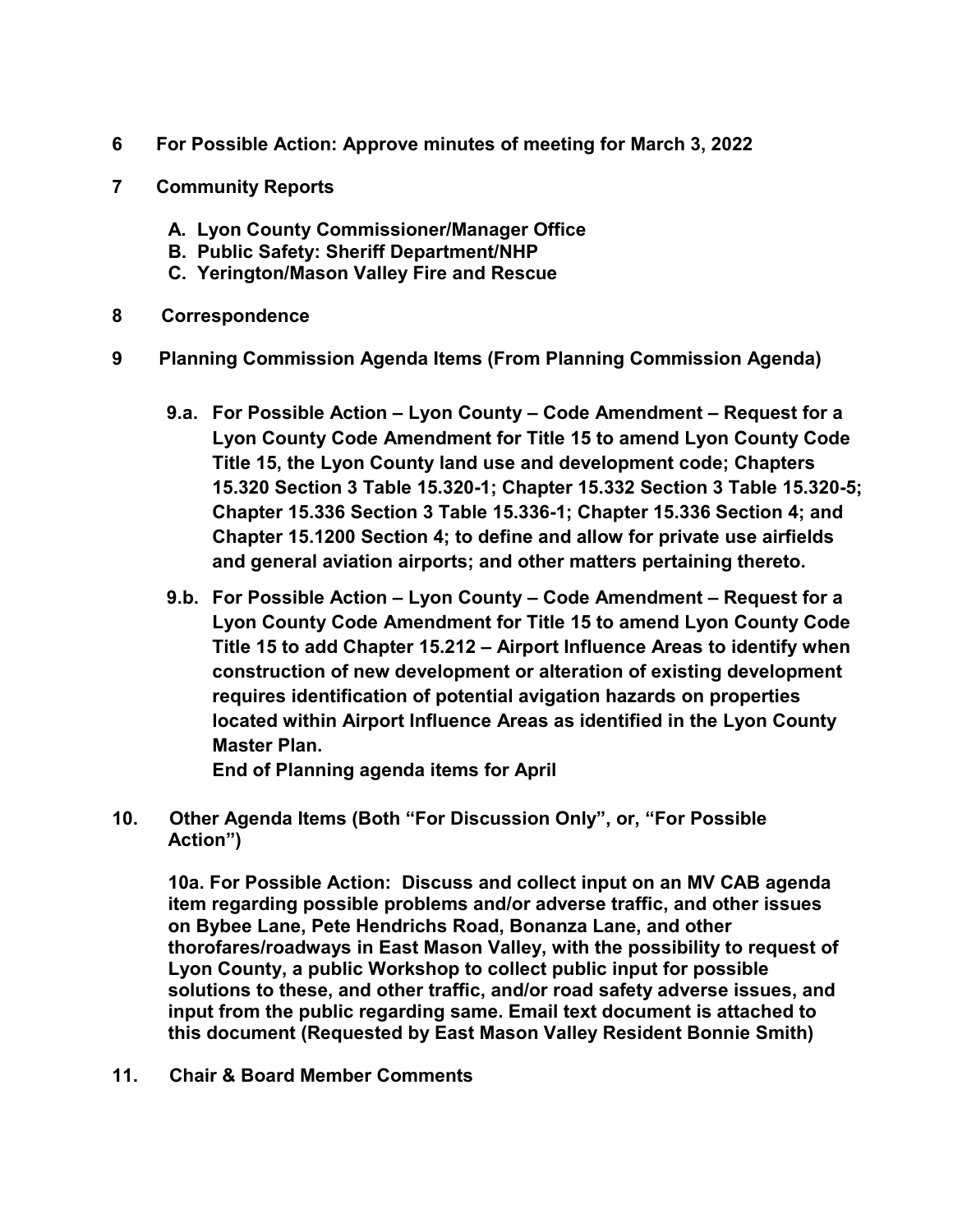**6 For Possible Action: Approve minutes of meeting for March 3, 2022**

**7 Community Reports**

- **A. Lyon County Commissioner/Manager Office**
- **B. Public Safety: Sheriff Department/NHP**
- **C. Yerington/Mason Valley Fire and Rescue**

**8 Correspondence**

**9 Planning Commission Agenda Items (From Planning Commission Agenda)**

**9.a. For Possible Action – Lyon County – Code Amendment – Request for a Lyon County Code Amendment for Title 15 to amend Lyon County Code Title 15, the Lyon County land use and development code; Chapters 15.320 Section 3 Table 15.320-1; Chapter 15.332 Section 3 Table 15.320-5; Chapter 15.336 Section 3 Table 15.336-1; Chapter 15.336 Section 4; and Chapter 15.1200 Section 4; to define and allow for private use airfields and general aviation airports; and other matters pertaining thereto.**

**9.b. For Possible Action – Lyon County – Code Amendment – Request for a Lyon County Code Amendment for Title 15 to amend Lyon County Code Title 15 to add Chapter 15.212 – Airport Influence Areas to identify when construction of new development or alteration of existing development requires identification of potential avigation hazards on properties located within Airport Influence Areas as identified in the Lyon County Master Plan.**
**End of Planning agenda items for April**

**10. Other Agenda Items (Both "For Discussion Only", or, "For Possible Action")**

**10a. For Possible Action: Discuss and collect input on an MV CAB agenda item regarding possible problems and/or adverse traffic, and other issues on Bybee Lane, Pete Hendrichs Road, Bonanza Lane, and other thorofares/roadways in East Mason Valley, with the possibility to request of Lyon County, a public Workshop to collect public input for possible solutions to these, and other traffic, and/or road safety adverse issues, and input from the public regarding same. Email text document is attached to this document (Requested by East Mason Valley Resident Bonnie Smith)**

**11. Chair & Board Member Comments**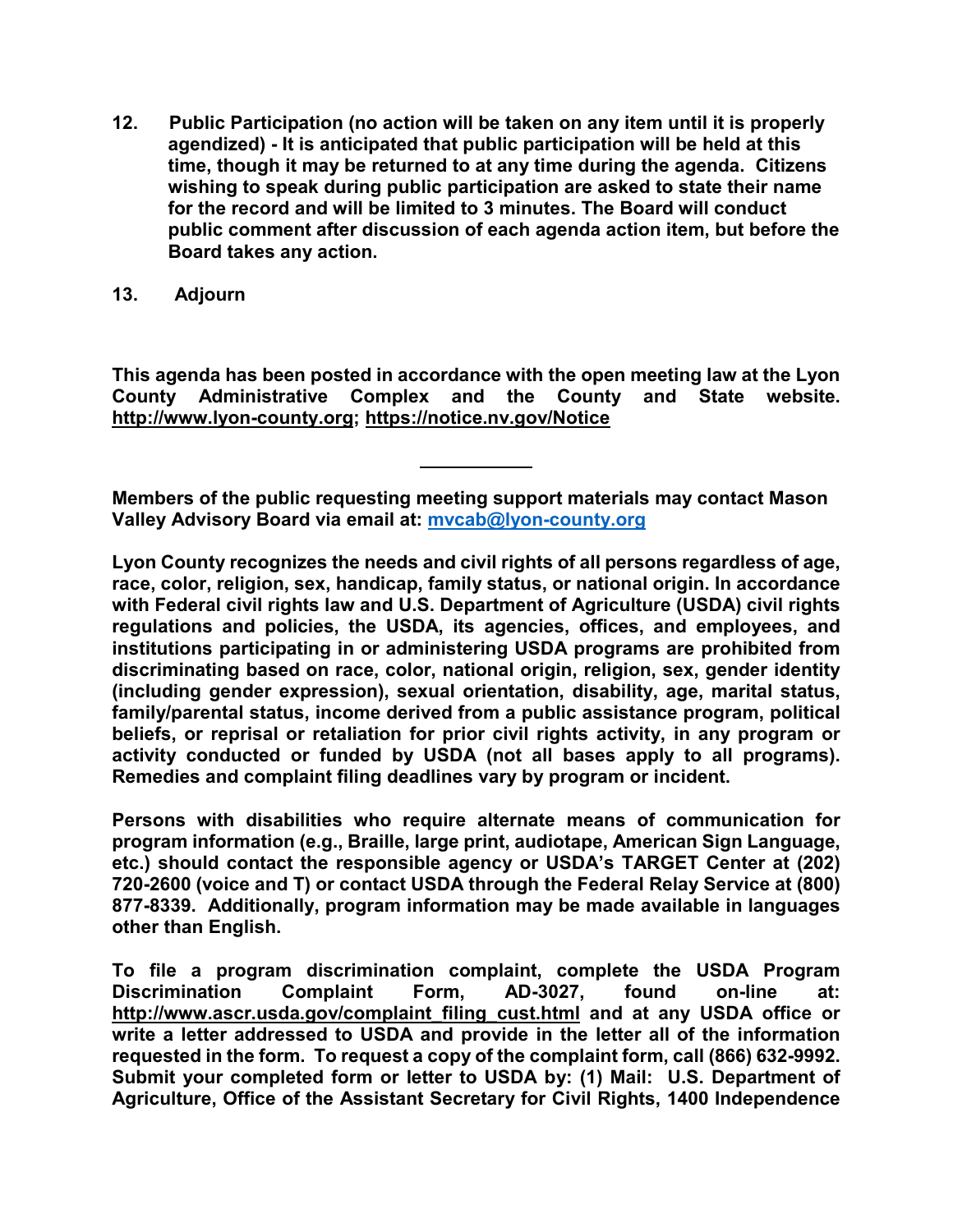**12. Public Participation (no action will be taken on any item until it is properly agendized) - It is anticipated that public participation will be held at this time, though it may be returned to at any time during the agenda. Citizens wishing to speak during public participation are asked to state their name for the record and will be limited to 3 minutes. The Board will conduct public comment after discussion of each agenda action item, but before the Board takes any action.**

**13. Adjourn**

**This agenda has been posted in accordance with the open meeting law at the Lyon County Administrative Complex and the County and State website. http://www.lyon-county.org; https://notice.nv.gov/Notice**

---

**Members of the public requesting meeting support materials may contact Mason Valley Advisory Board via email at: mvcab@lyon-county.org**

**Lyon County recognizes the needs and civil rights of all persons regardless of age, race, color, religion, sex, handicap, family status, or national origin. In accordance with Federal civil rights law and U.S. Department of Agriculture (USDA) civil rights regulations and policies, the USDA, its agencies, offices, and employees, and institutions participating in or administering USDA programs are prohibited from discriminating based on race, color, national origin, religion, sex, gender identity (including gender expression), sexual orientation, disability, age, marital status, family/parental status, income derived from a public assistance program, political beliefs, or reprisal or retaliation for prior civil rights activity, in any program or activity conducted or funded by USDA (not all bases apply to all programs). Remedies and complaint filing deadlines vary by program or incident.**

**Persons with disabilities who require alternate means of communication for program information (e.g., Braille, large print, audiotape, American Sign Language, etc.) should contact the responsible agency or USDA's TARGET Center at (202) 720-2600 (voice and T) or contact USDA through the Federal Relay Service at (800) 877-8339. Additionally, program information may be made available in languages other than English.**

**To file a program discrimination complaint, complete the USDA Program Discrimination Complaint Form, AD-3027, found on-line at: http://www.ascr.usda.gov/complaint_filing_cust.html and at any USDA office or write a letter addressed to USDA and provide in the letter all of the information requested in the form. To request a copy of the complaint form, call (866) 632-9992. Submit your completed form or letter to USDA by: (1) Mail: U.S. Department of Agriculture, Office of the Assistant Secretary for Civil Rights, 1400 Independence**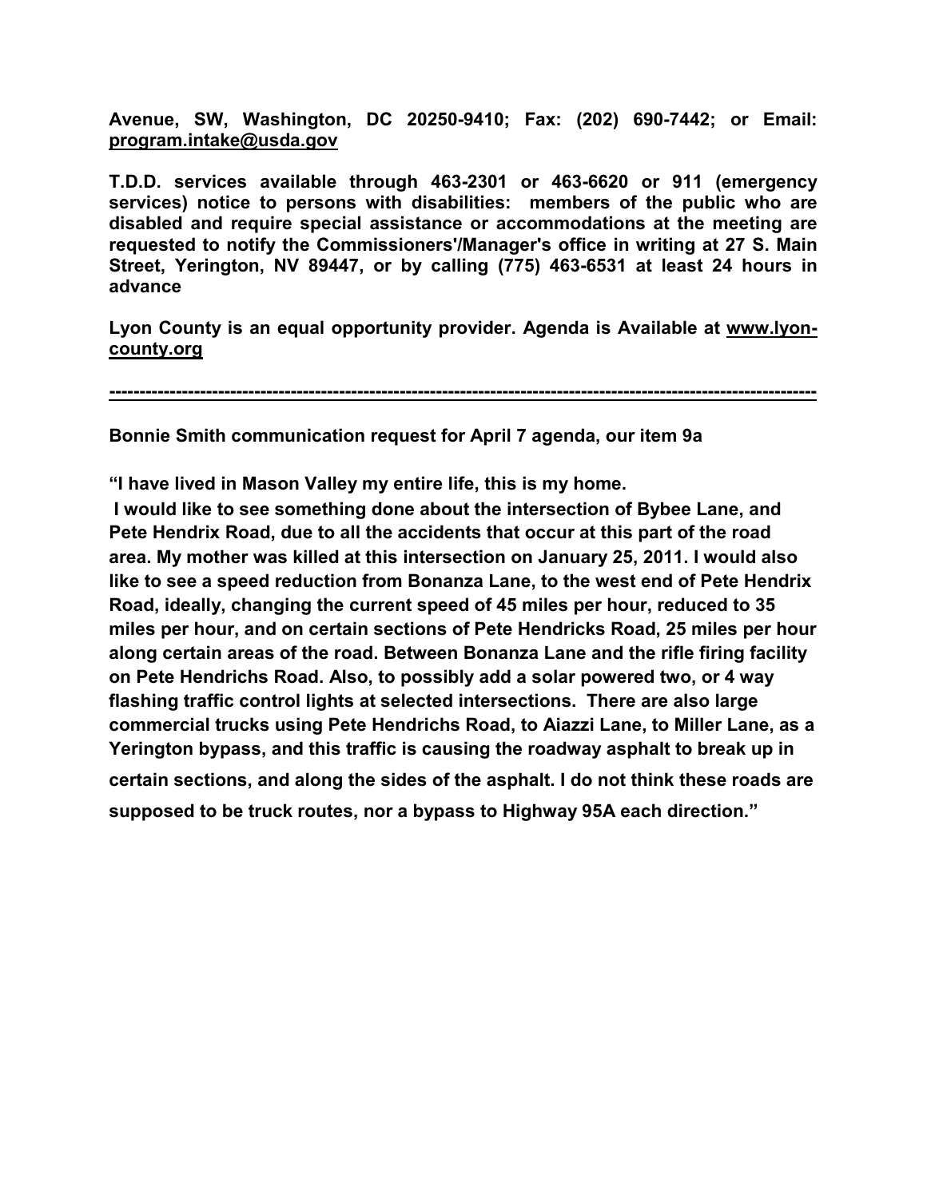**Avenue, SW, Washington, DC 20250-9410; Fax: (202) 690-7442; or Email: program.intake@usda.gov**

**T.D.D. services available through 463-2301 or 463-6620 or 911 (emergency services) notice to persons with disabilities: members of the public who are disabled and require special assistance or accommodations at the meeting are requested to notify the Commissioners'/Manager's office in writing at 27 S. Main Street, Yerington, NV 89447, or by calling (775) 463-6531 at least 24 hours in advance**

**Lyon County is an equal opportunity provider. Agenda is Available at www.lyon-county.org**

---

**Bonnie Smith communication request for April 7 agenda, our item 9a**

**"I have lived in Mason Valley my entire life, this is my home.**
**I would like to see something done about the intersection of Bybee Lane, and Pete Hendrix Road, due to all the accidents that occur at this part of the road area. My mother was killed at this intersection on January 25, 2011. I would also like to see a speed reduction from Bonanza Lane, to the west end of Pete Hendrix Road, ideally, changing the current speed of 45 miles per hour, reduced to 35 miles per hour, and on certain sections of Pete Hendricks Road, 25 miles per hour along certain areas of the road. Between Bonanza Lane and the rifle firing facility on Pete Hendrichs Road. Also, to possibly add a solar powered two, or 4 way flashing traffic control lights at selected intersections. There are also large commercial trucks using Pete Hendrichs Road, to Aiazzi Lane, to Miller Lane, as a Yerington bypass, and this traffic is causing the roadway asphalt to break up in certain sections, and along the sides of the asphalt. I do not think these roads are supposed to be truck routes, nor a bypass to Highway 95A each direction."**